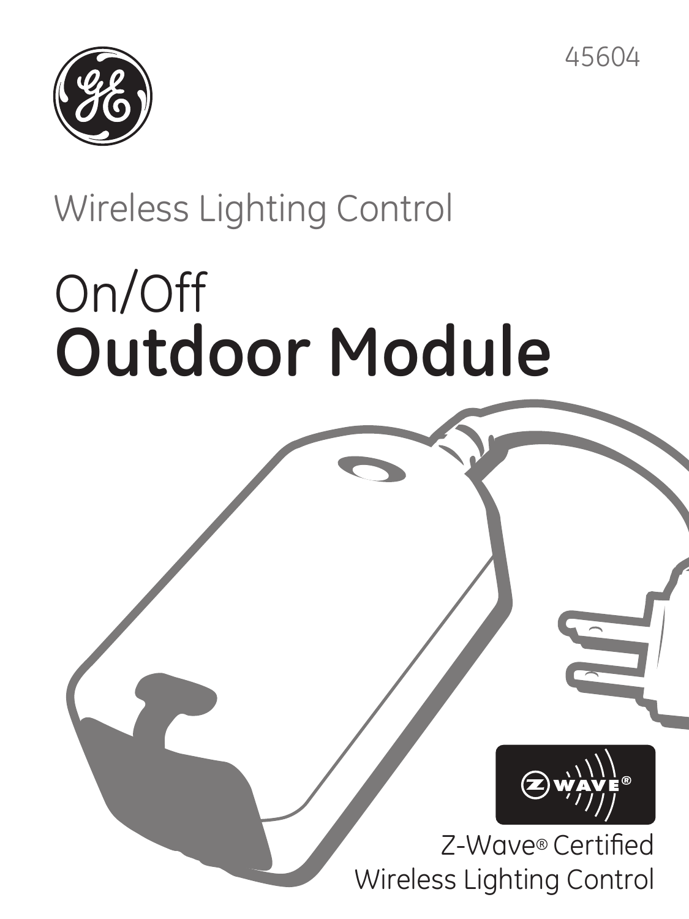45604

Wireless Lighting Control

# On/Off
# **Outdoor Module**

Z-Wave® Certified
Wireless Lighting Control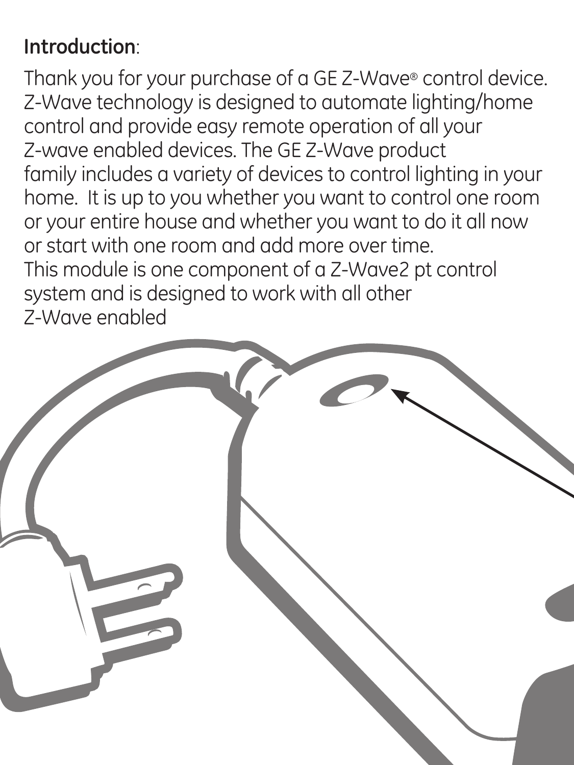**Introduction**:

Thank you for your purchase of a GE Z-Wave® control device. Z-Wave technology is designed to automate lighting/home control and provide easy remote operation of all your Z-wave enabled devices. The GE Z-Wave product family includes a variety of devices to control lighting in your home. It is up to you whether you want to control one room or your entire house and whether you want to do it all now or start with one room and add more over time. This module is one component of a Z-Wave2 pt control system and is designed to work with all other Z-Wave enabled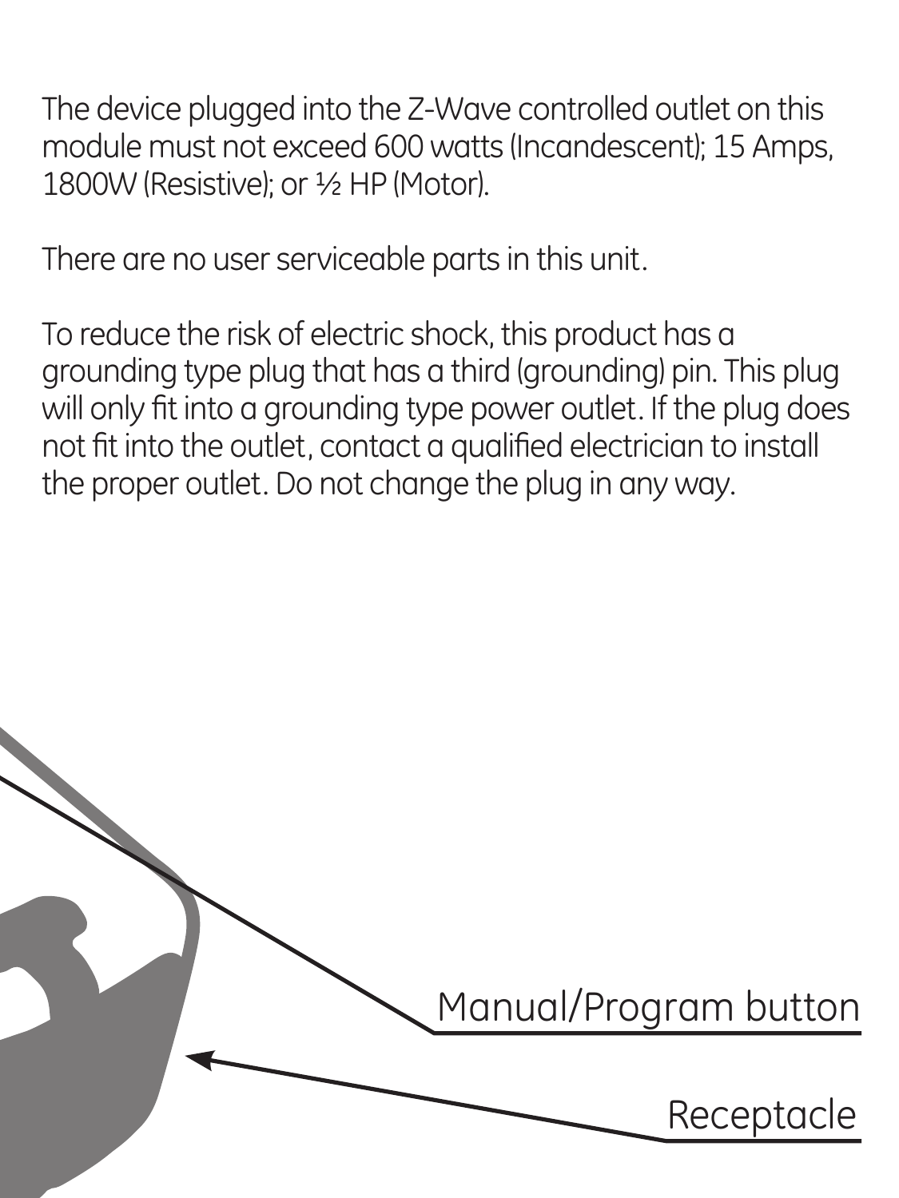The device plugged into the Z-Wave controlled outlet on this module must not exceed 600 watts (Incandescent); 15 Amps, 1800W (Resistive); or ½ HP (Motor).

There are no user serviceable parts in this unit.

To reduce the risk of electric shock, this product has a grounding type plug that has a third (grounding) pin. This plug will only fit into a grounding type power outlet. If the plug does not fit into the outlet, contact a qualified electrician to install the proper outlet. Do not change the plug in any way.

Manual/Program button

Receptacle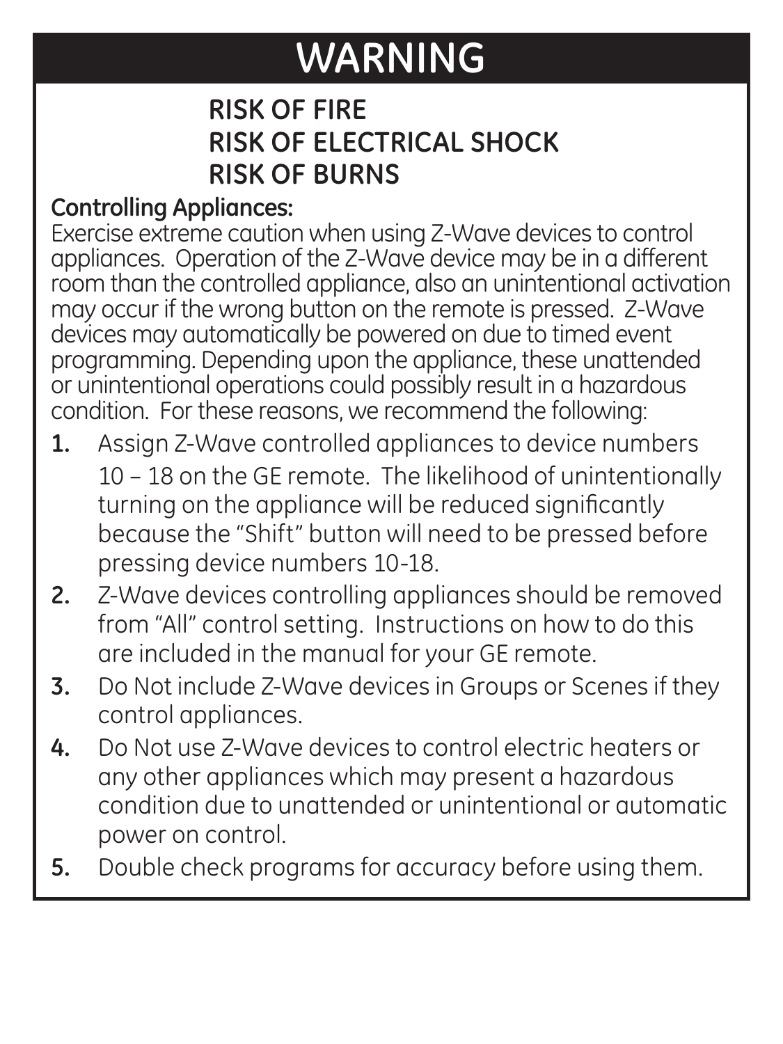# WARNING

**RISK OF FIRE**
**RISK OF ELECTRICAL SHOCK**
**RISK OF BURNS**

**Controlling Appliances:**
Exercise extreme caution when using Z-Wave devices to control appliances. Operation of the Z-Wave device may be in a different room than the controlled appliance, also an unintentional activation may occur if the wrong button on the remote is pressed. Z-Wave devices may automatically be powered on due to timed event programming. Depending upon the appliance, these unattended or unintentional operations could possibly result in a hazardous condition. For these reasons, we recommend the following:

1. Assign Z-Wave controlled appliances to device numbers 10 – 18 on the GE remote. The likelihood of unintentionally turning on the appliance will be reduced significantly because the "Shift" button will need to be pressed before pressing device numbers 10-18.
2. Z-Wave devices controlling appliances should be removed from "All" control setting. Instructions on how to do this are included in the manual for your GE remote.
3. Do Not include Z-Wave devices in Groups or Scenes if they control appliances.
4. Do Not use Z-Wave devices to control electric heaters or any other appliances which may present a hazardous condition due to unattended or unintentional or automatic power on control.
5. Double check programs for accuracy before using them.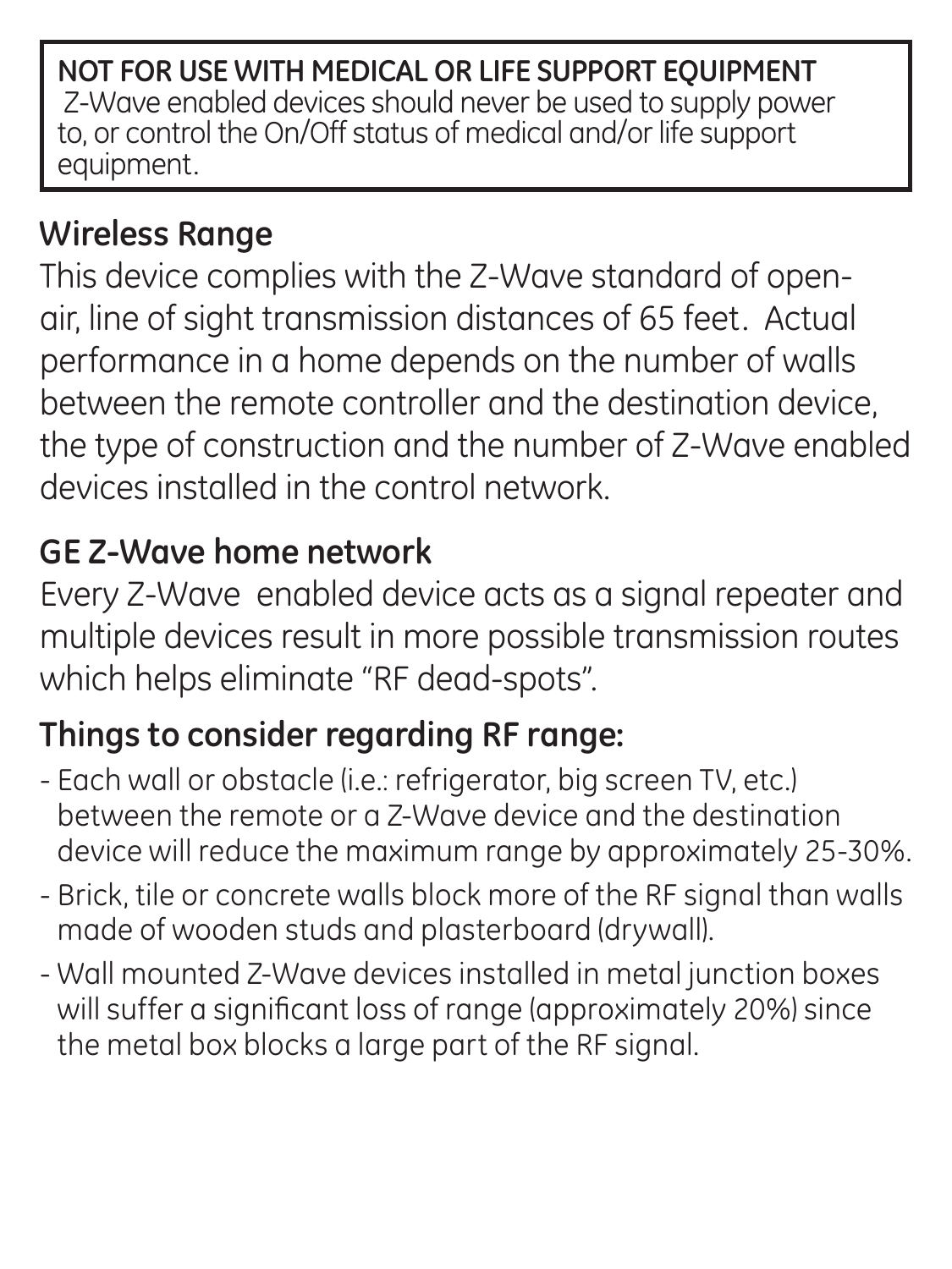**NOT FOR USE WITH MEDICAL OR LIFE SUPPORT EQUIPMENT**
Z-Wave enabled devices should never be used to supply power to, or control the On/Off status of medical and/or life support equipment.

## Wireless Range

This device complies with the Z-Wave standard of open-air, line of sight transmission distances of 65 feet. Actual performance in a home depends on the number of walls between the remote controller and the destination device, the type of construction and the number of Z-Wave enabled devices installed in the control network.

## GE Z-Wave home network

Every Z-Wave enabled device acts as a signal repeater and multiple devices result in more possible transmission routes which helps eliminate "RF dead-spots".

## Things to consider regarding RF range:

- Each wall or obstacle (i.e.: refrigerator, big screen TV, etc.) between the remote or a Z-Wave device and the destination device will reduce the maximum range by approximately 25-30%.
- Brick, tile or concrete walls block more of the RF signal than walls made of wooden studs and plasterboard (drywall).
- Wall mounted Z-Wave devices installed in metal junction boxes will suffer a significant loss of range (approximately 20%) since the metal box blocks a large part of the RF signal.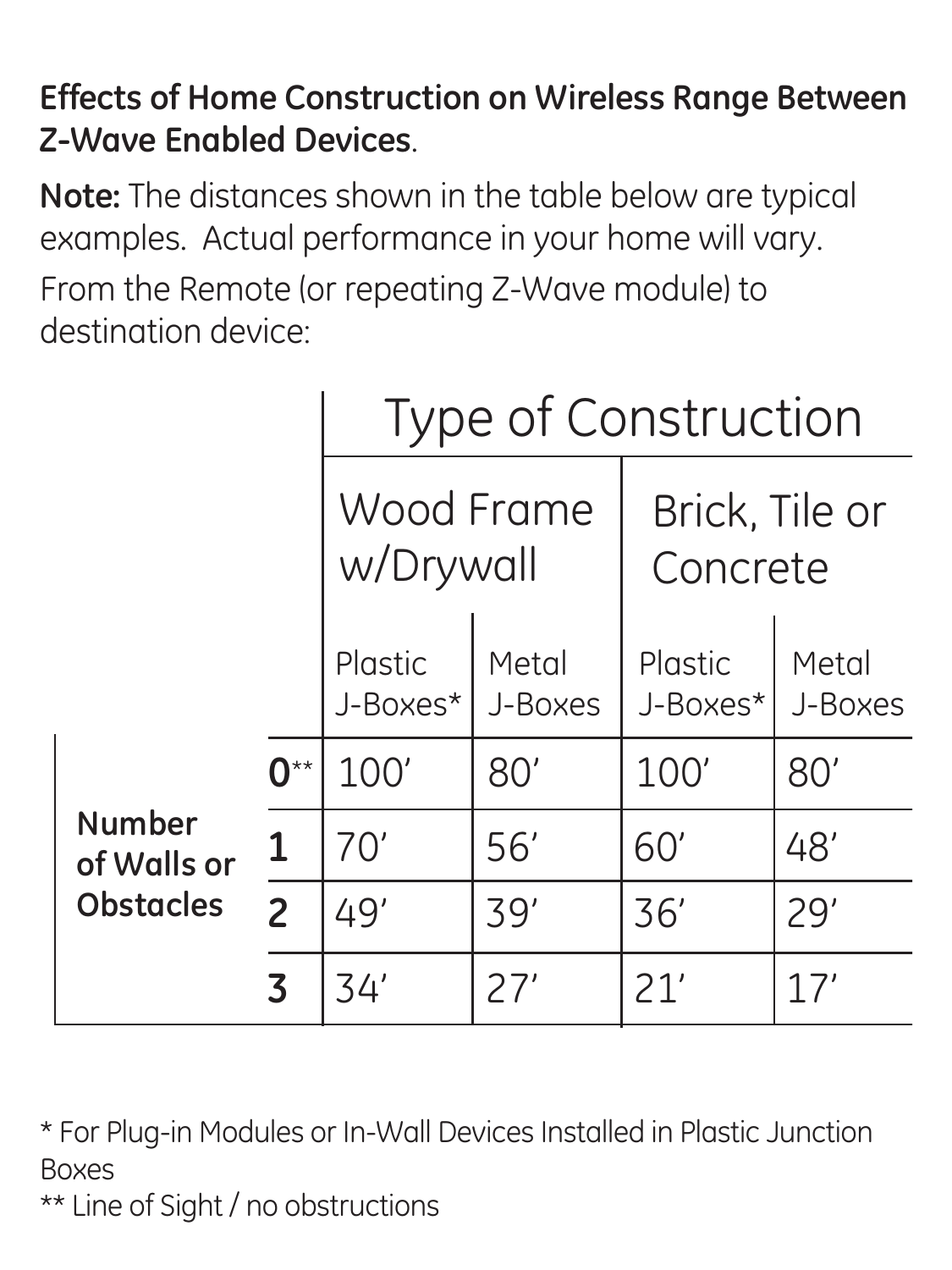**Effects of Home Construction on Wireless Range Between Z-Wave Enabled Devices**.

**Note:** The distances shown in the table below are typical examples. Actual performance in your home will vary.

From the Remote (or repeating Z-Wave module) to destination device:

| | | Type of Construction | | | |
|---|---|---|---|---|---|
| | | Wood Frame w/Drywall | | Brick, Tile or Concrete | |
| | | Plastic J-Boxes* | Metal J-Boxes | Plastic J-Boxes* | Metal J-Boxes |
| **Number of Walls or Obstacles** | **0**** | 100′ | 80′ | 100′ | 80′ |
| | **1** | 70′ | 56′ | 60′ | 48′ |
| | **2** | 49′ | 39′ | 36′ | 29′ |
| | **3** | 34′ | 27′ | 21′ | 17′ |

* For Plug-in Modules or In-Wall Devices Installed in Plastic Junction Boxes

** Line of Sight / no obstructions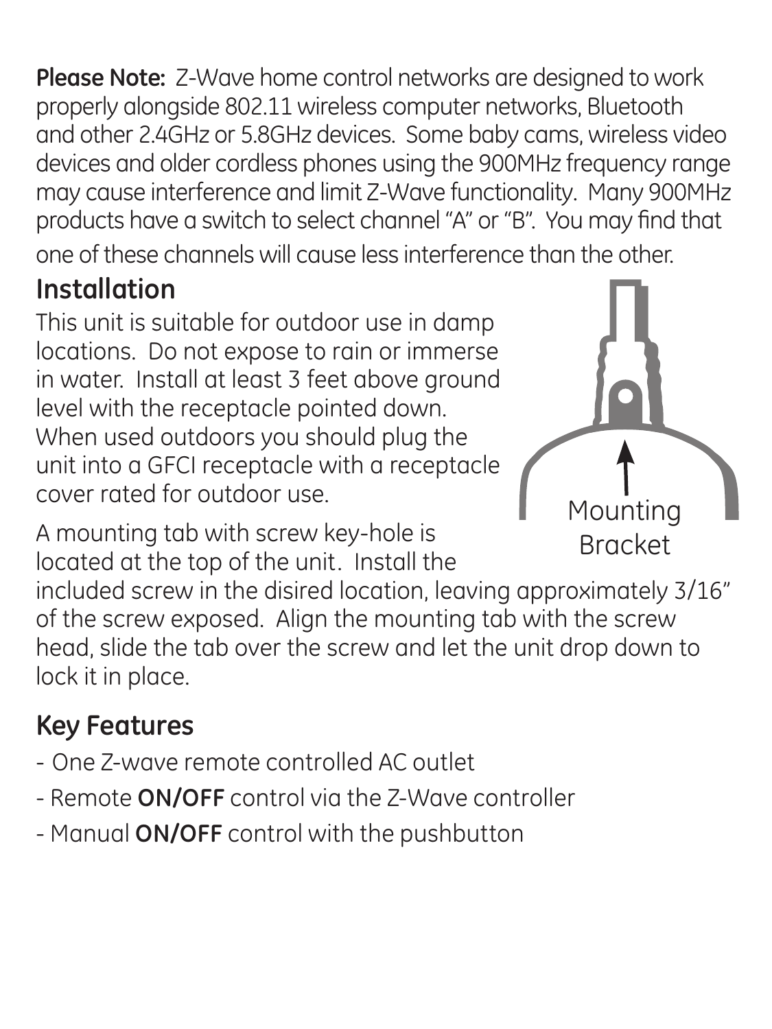**Please Note:** Z-Wave home control networks are designed to work properly alongside 802.11 wireless computer networks, Bluetooth and other 2.4GHz or 5.8GHz devices. Some baby cams, wireless video devices and older cordless phones using the 900MHz frequency range may cause interference and limit Z-Wave functionality. Many 900MHz products have a switch to select channel "A" or "B". You may find that one of these channels will cause less interference than the other.

## Installation

This unit is suitable for outdoor use in damp locations. Do not expose to rain or immerse in water. Install at least 3 feet above ground level with the receptacle pointed down. When used outdoors you should plug the unit into a GFCI receptacle with a receptacle cover rated for outdoor use.

Mounting Bracket

A mounting tab with screw key-hole is located at the top of the unit. Install the included screw in the disired location, leaving approximately 3/16" of the screw exposed. Align the mounting tab with the screw head, slide the tab over the screw and let the unit drop down to lock it in place.

## Key Features

- One Z-wave remote controlled AC outlet
- Remote **ON/OFF** control via the Z-Wave controller
- Manual **ON/OFF** control with the pushbutton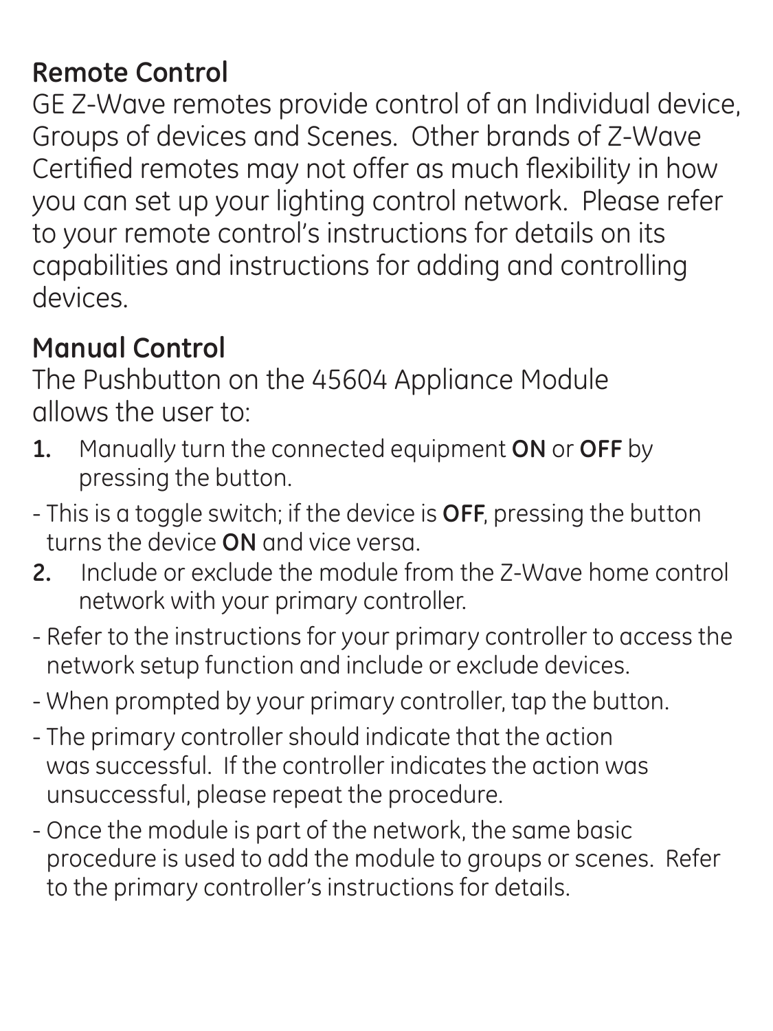## Remote Control

GE Z-Wave remotes provide control of an Individual device, Groups of devices and Scenes. Other brands of Z-Wave Certified remotes may not offer as much flexibility in how you can set up your lighting control network. Please refer to your remote control's instructions for details on its capabilities and instructions for adding and controlling devices.

## Manual Control

The Pushbutton on the 45604 Appliance Module allows the user to:

1. Manually turn the connected equipment **ON** or **OFF** by pressing the button.

- This is a toggle switch; if the device is **OFF**, pressing the button turns the device **ON** and vice versa.

2. Include or exclude the module from the Z-Wave home control network with your primary controller.

- Refer to the instructions for your primary controller to access the network setup function and include or exclude devices.
- When prompted by your primary controller, tap the button.
- The primary controller should indicate that the action was successful. If the controller indicates the action was unsuccessful, please repeat the procedure.
- Once the module is part of the network, the same basic procedure is used to add the module to groups or scenes. Refer to the primary controller's instructions for details.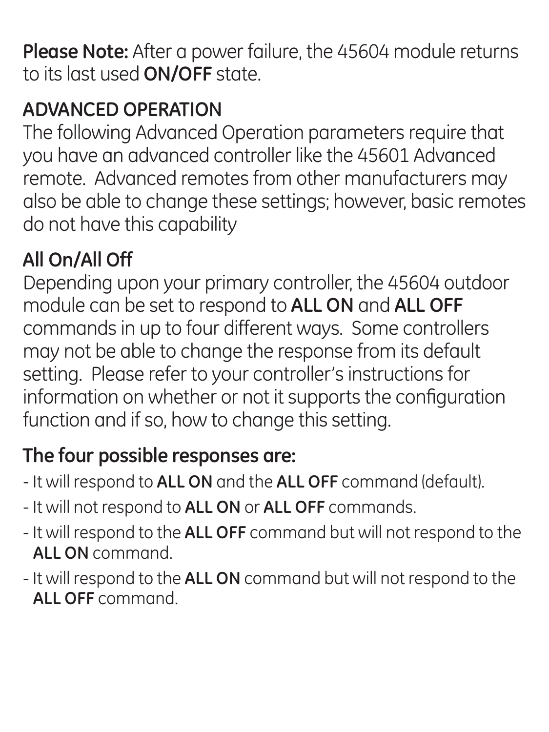**Please Note:** After a power failure, the 45604 module returns to its last used **ON/OFF** state.

## ADVANCED OPERATION

The following Advanced Operation parameters require that you have an advanced controller like the 45601 Advanced remote. Advanced remotes from other manufacturers may also be able to change these settings; however, basic remotes do not have this capability

### All On/All Off

Depending upon your primary controller, the 45604 outdoor module can be set to respond to **ALL ON** and **ALL OFF** commands in up to four different ways. Some controllers may not be able to change the response from its default setting. Please refer to your controller's instructions for information on whether or not it supports the configuration function and if so, how to change this setting.

### The four possible responses are:

- It will respond to **ALL ON** and the **ALL OFF** command (default).
- It will not respond to **ALL ON** or **ALL OFF** commands.
- It will respond to the **ALL OFF** command but will not respond to the **ALL ON** command.
- It will respond to the **ALL ON** command but will not respond to the **ALL OFF** command.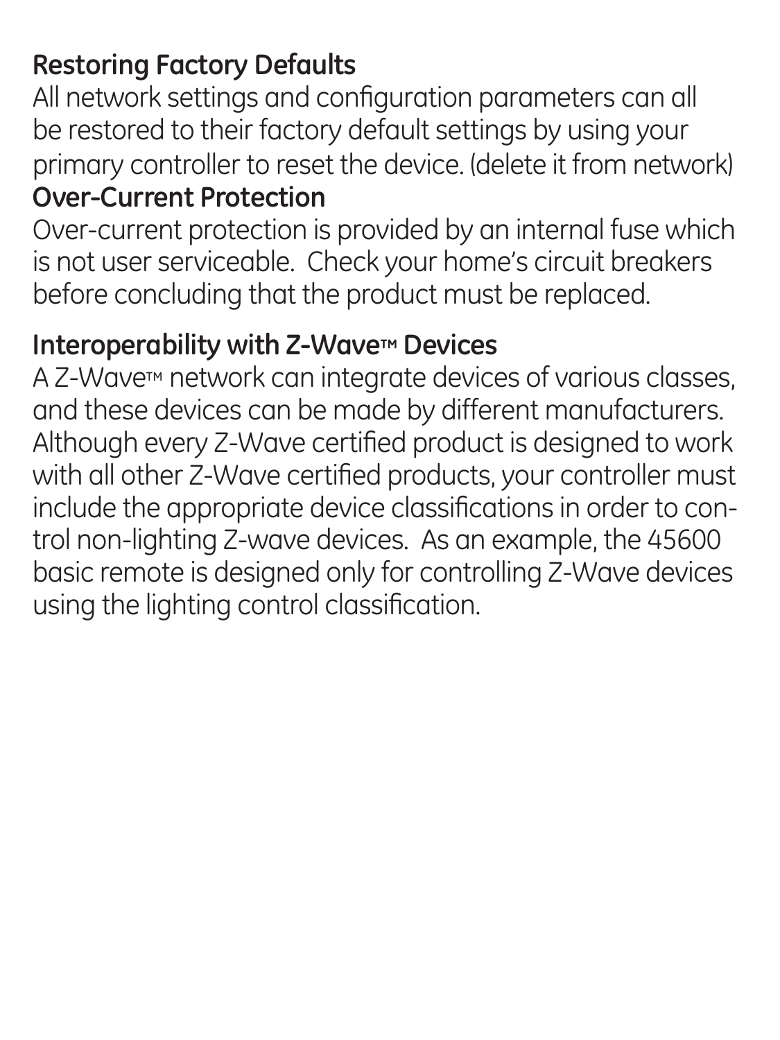## Restoring Factory Defaults

All network settings and configuration parameters can all be restored to their factory default settings by using your primary controller to reset the device. (delete it from network)

## Over-Current Protection

Over-current protection is provided by an internal fuse which is not user serviceable. Check your home's circuit breakers before concluding that the product must be replaced.

## Interoperability with Z-Wave™ Devices

A Z-Wave™ network can integrate devices of various classes, and these devices can be made by different manufacturers. Although every Z-Wave certified product is designed to work with all other Z-Wave certified products, your controller must include the appropriate device classifications in order to control non-lighting Z-wave devices. As an example, the 45600 basic remote is designed only for controlling Z-Wave devices using the lighting control classification.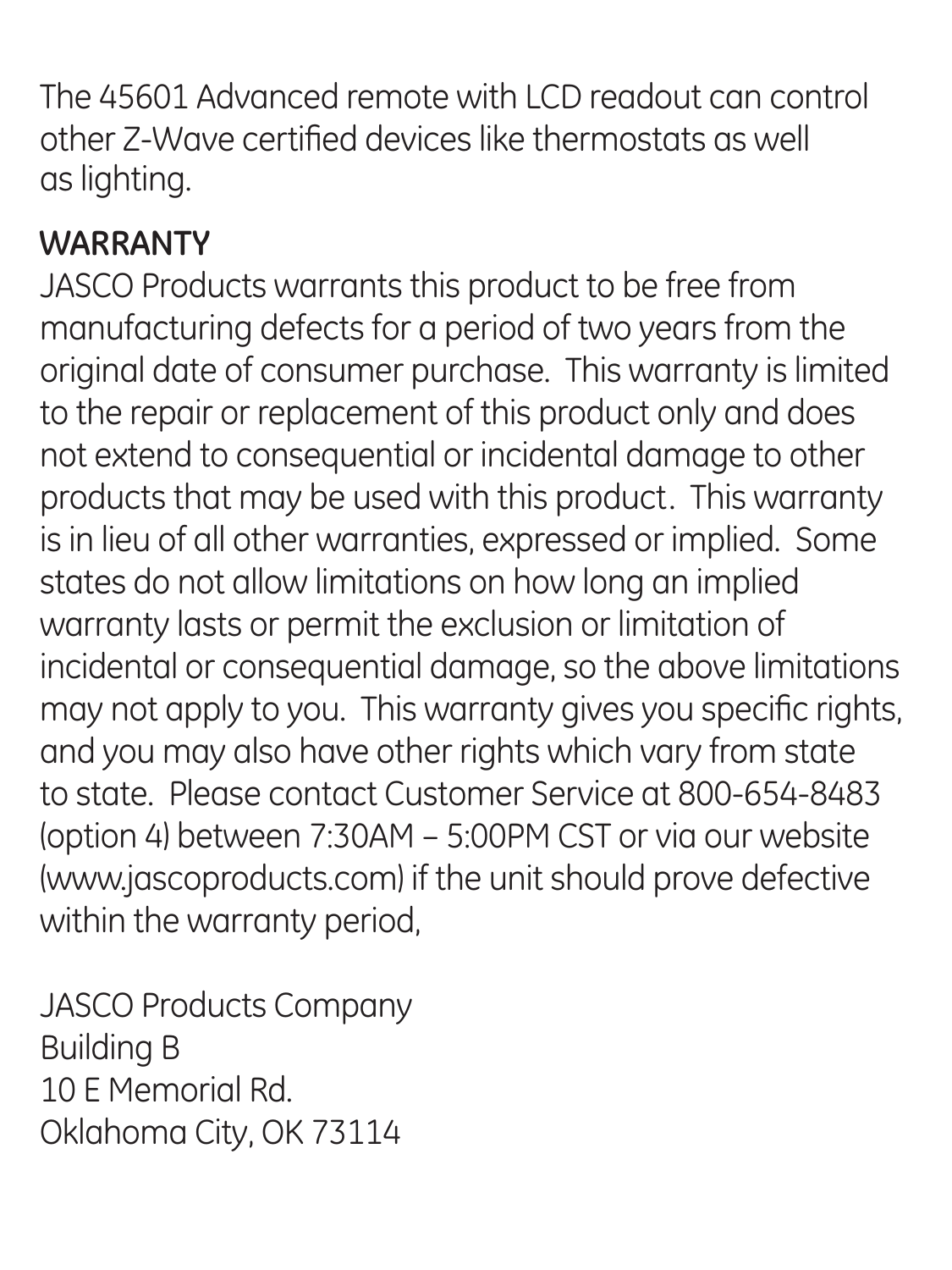The 45601 Advanced remote with LCD readout can control other Z-Wave certified devices like thermostats as well as lighting.

## WARRANTY

JASCO Products warrants this product to be free from manufacturing defects for a period of two years from the original date of consumer purchase. This warranty is limited to the repair or replacement of this product only and does not extend to consequential or incidental damage to other products that may be used with this product. This warranty is in lieu of all other warranties, expressed or implied. Some states do not allow limitations on how long an implied warranty lasts or permit the exclusion or limitation of incidental or consequential damage, so the above limitations may not apply to you. This warranty gives you specific rights, and you may also have other rights which vary from state to state. Please contact Customer Service at 800-654-8483 (option 4) between 7:30AM – 5:00PM CST or via our website (www.jascoproducts.com) if the unit should prove defective within the warranty period,

JASCO Products Company
Building B
10 E Memorial Rd.
Oklahoma City, OK 73114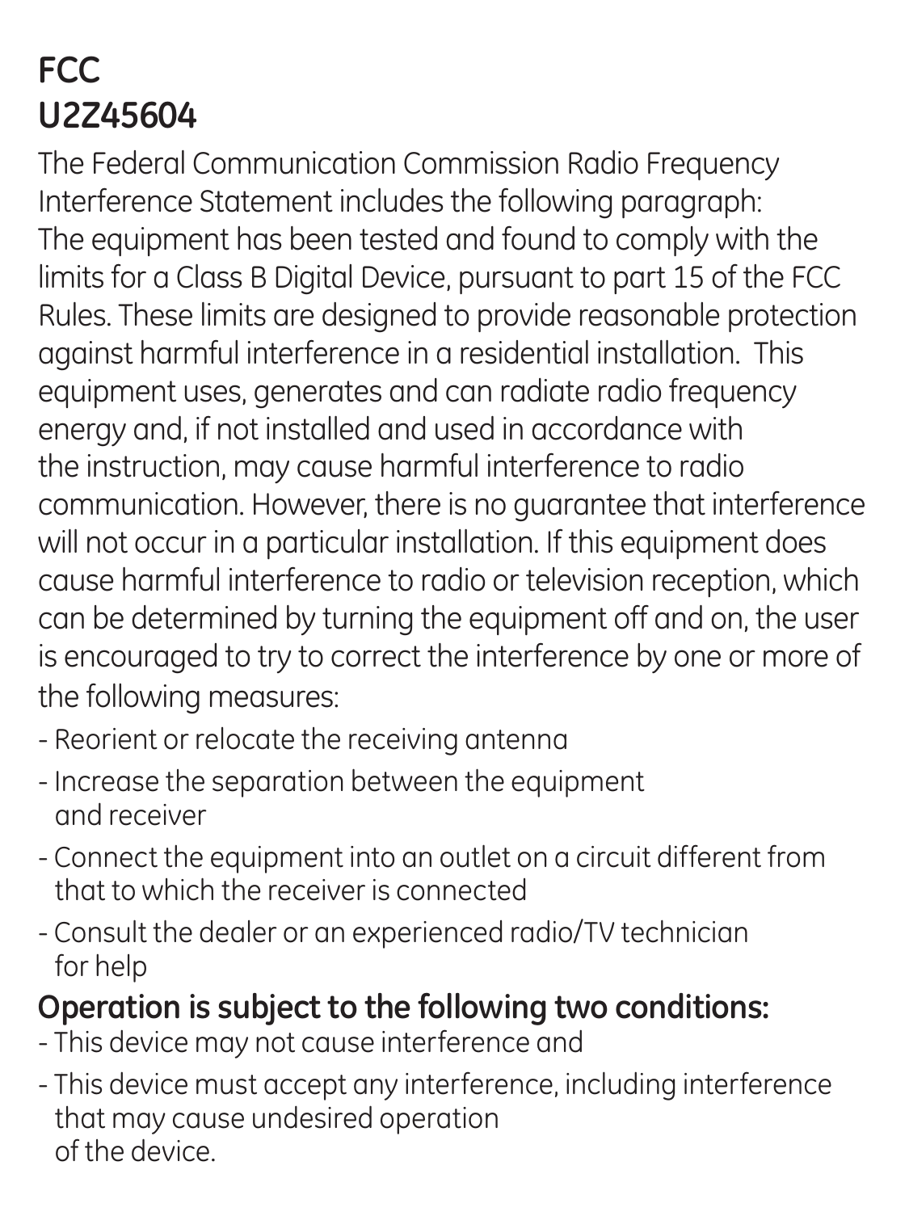# FCC U2Z45604

The Federal Communication Commission Radio Frequency Interference Statement includes the following paragraph:
The equipment has been tested and found to comply with the limits for a Class B Digital Device, pursuant to part 15 of the FCC Rules. These limits are designed to provide reasonable protection against harmful interference in a residential installation. This equipment uses, generates and can radiate radio frequency energy and, if not installed and used in accordance with the instruction, may cause harmful interference to radio communication. However, there is no guarantee that interference will not occur in a particular installation. If this equipment does cause harmful interference to radio or television reception, which can be determined by turning the equipment off and on, the user is encouraged to try to correct the interference by one or more of the following measures:

- Reorient or relocate the receiving antenna
- Increase the separation between the equipment and receiver
- Connect the equipment into an outlet on a circuit different from that to which the receiver is connected
- Consult the dealer or an experienced radio/TV technician for help

**Operation is subject to the following two conditions:**

- This device may not cause interference and
- This device must accept any interference, including interference that may cause undesired operation of the device.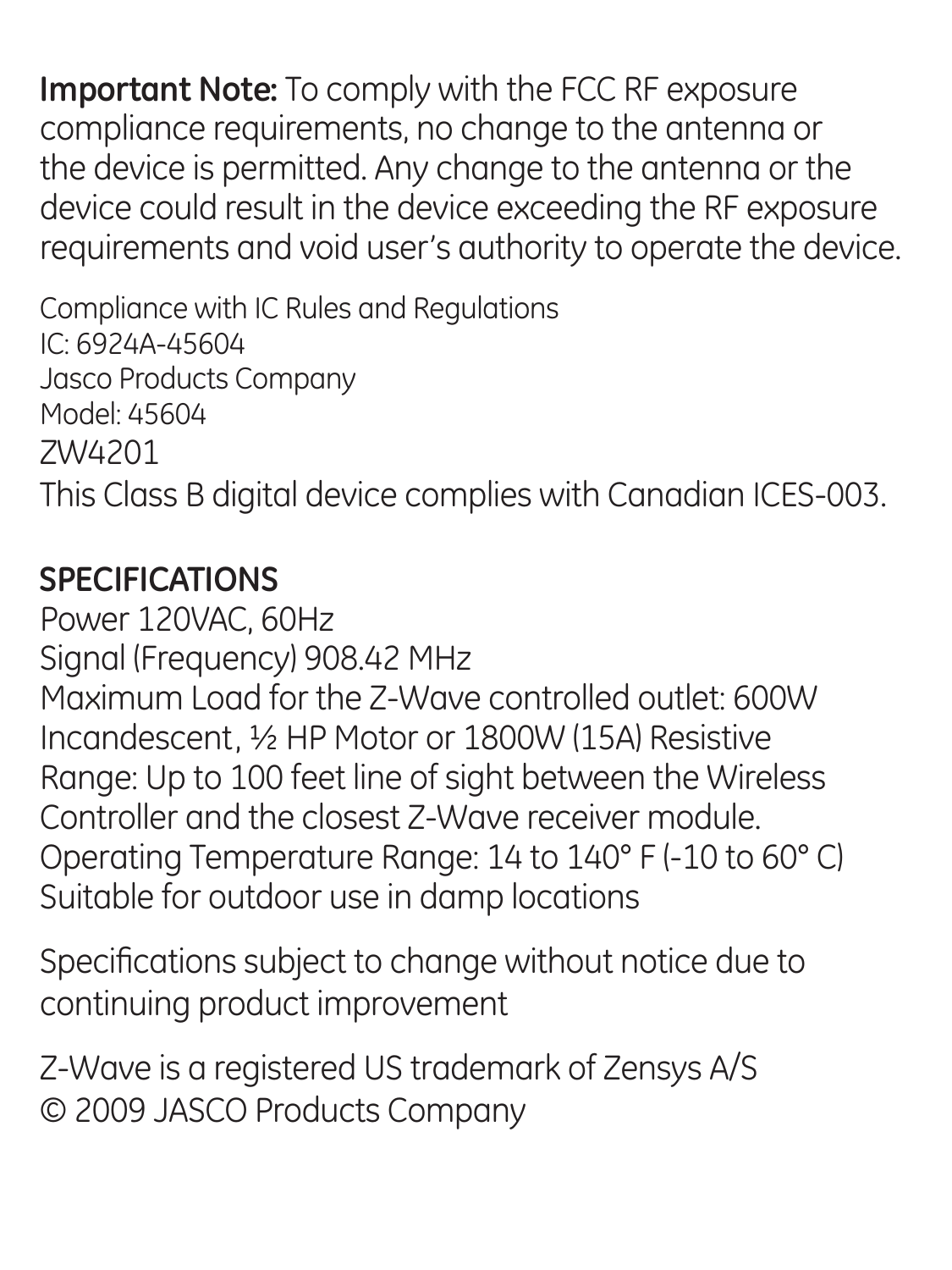**Important Note:** To comply with the FCC RF exposure compliance requirements, no change to the antenna or the device is permitted. Any change to the antenna or the device could result in the device exceeding the RF exposure requirements and void user's authority to operate the device.

Compliance with IC Rules and Regulations
IC: 6924A-45604
Jasco Products Company
Model: 45604
ZW4201
This Class B digital device complies with Canadian ICES-003.

**SPECIFICATIONS**

Power 120VAC, 60Hz
Signal (Frequency) 908.42 MHz
Maximum Load for the Z-Wave controlled outlet: 600W Incandescent, ½ HP Motor or 1800W (15A) Resistive
Range: Up to 100 feet line of sight between the Wireless Controller and the closest Z-Wave receiver module.
Operating Temperature Range: 14 to 140° F (-10 to 60° C)
Suitable for outdoor use in damp locations

Specifications subject to change without notice due to continuing product improvement

Z-Wave is a registered US trademark of Zensys A/S
© 2009 JASCO Products Company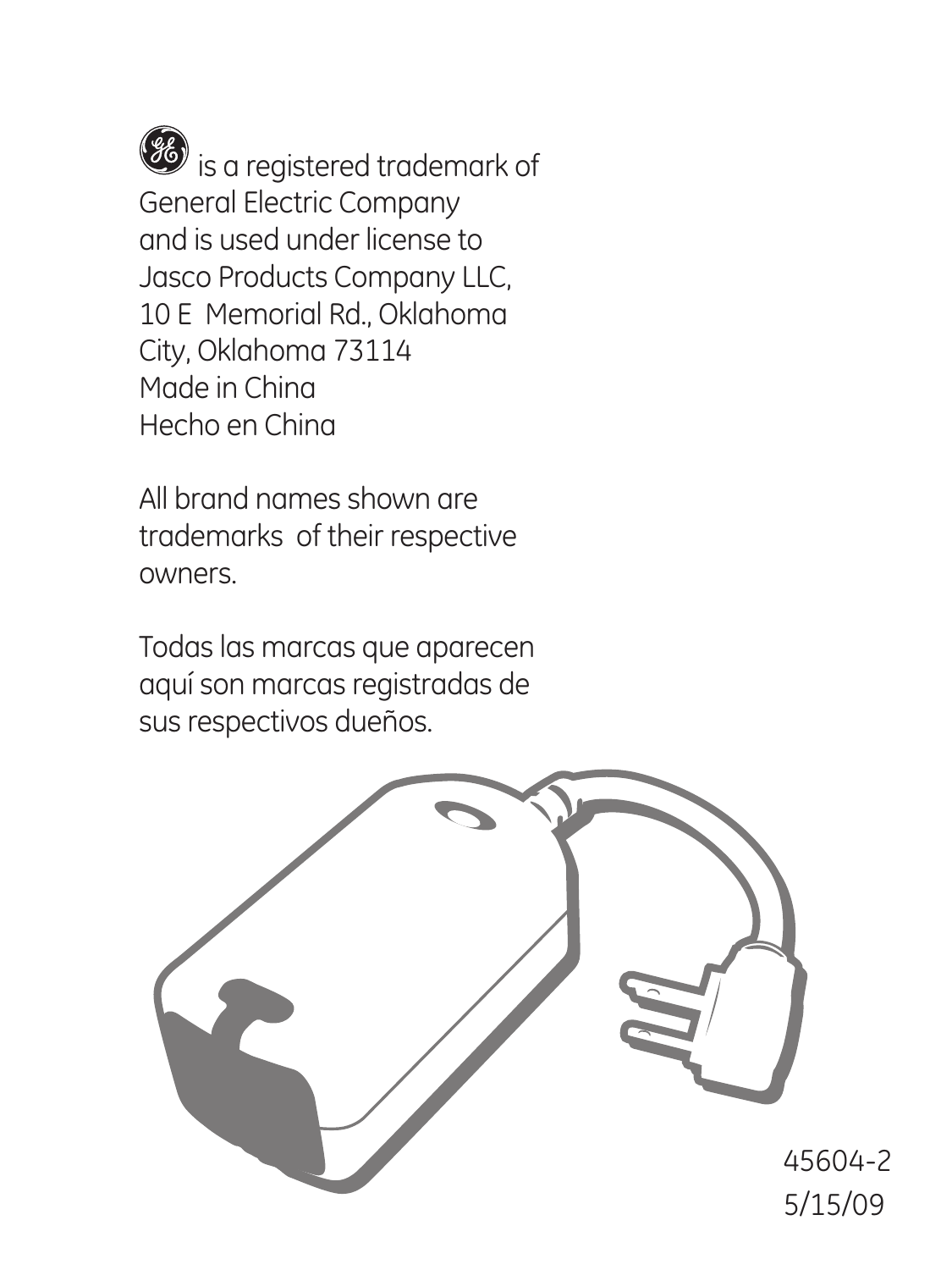GE is a registered trademark of General Electric Company and is used under license to Jasco Products Company LLC, 10 E Memorial Rd., Oklahoma City, Oklahoma 73114
Made in China
Hecho en China

All brand names shown are trademarks of their respective owners.

Todas las marcas que aparecen aquí son marcas registradas de sus respectivos dueños.

45604-2
5/15/09